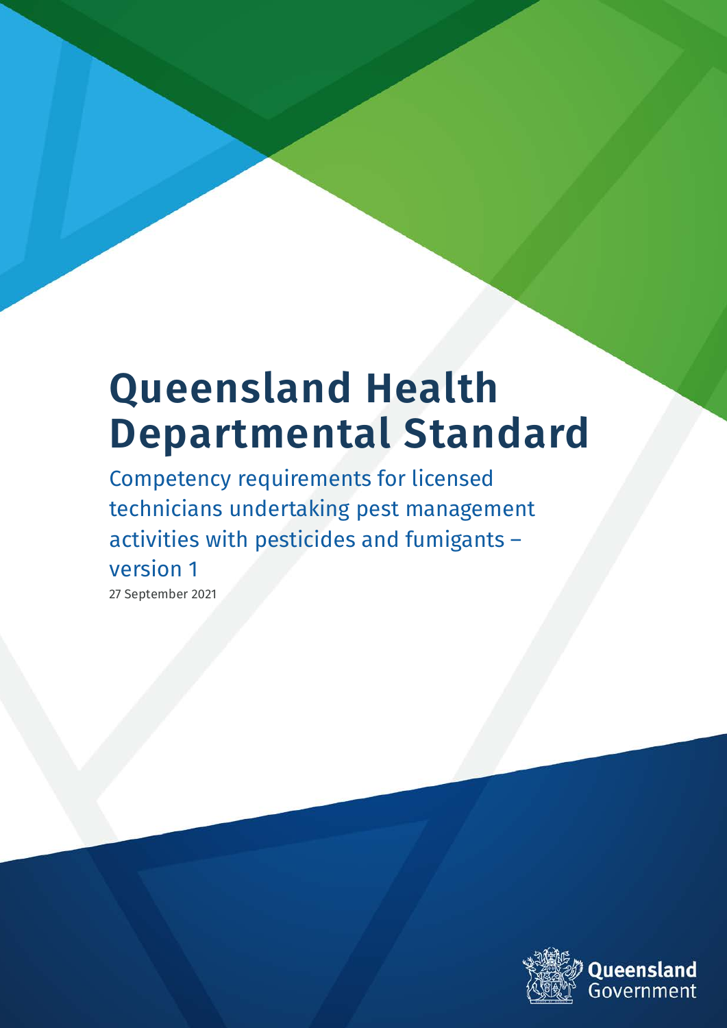# Queensland Health Departmental Standard

## Competency requirements for licensed technicians undertaking pest management activities with pesticides and fumigants – version 1

27 September 2021

Queensland Government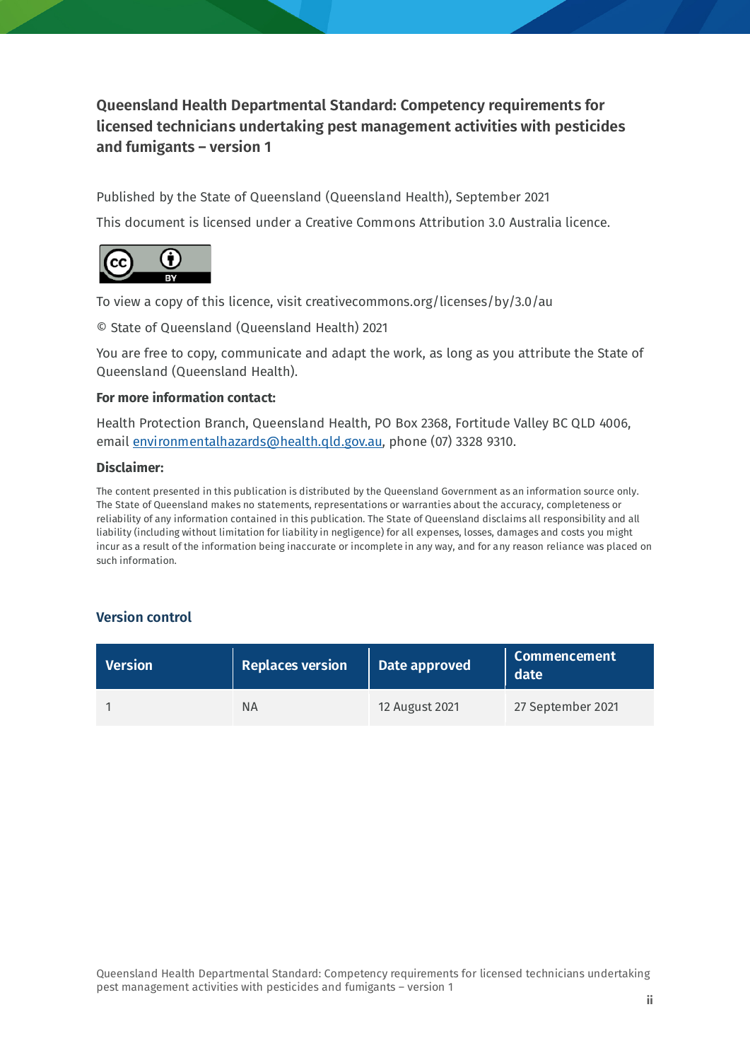**Queensland Health Departmental Standard: Competency requirements for licensed technicians undertaking pest management activities with pesticides and fumigants – version 1**

Published by the State of Queensland (Queensland Health), September 2021

This document is licensed under a Creative Commons Attribution 3.0 Australia licence.

To view a copy of this licence, visit creativecommons.org/licenses/by/3.0/au

© State of Queensland (Queensland Health) 2021

You are free to copy, communicate and adapt the work, as long as you attribute the State of Queensland (Queensland Health).

**For more information contact:**

Health Protection Branch, Queensland Health, PO Box 2368, Fortitude Valley BC QLD 4006, email environmentalhazards@health.qld.gov.au, phone (07) 3328 9310.

**Disclaimer:**

The content presented in this publication is distributed by the Queensland Government as an information source only. The State of Queensland makes no statements, representations or warranties about the accuracy, completeness or reliability of any information contained in this publication. The State of Queensland disclaims all responsibility and all liability (including without limitation for liability in negligence) for all expenses, losses, damages and costs you might incur as a result of the information being inaccurate or incomplete in any way, and for any reason reliance was placed on such information.

## Version control

| Version | Replaces version | Date approved | Commencement date |
|---|---|---|---|
| 1 | NA | 12 August 2021 | 27 September 2021 |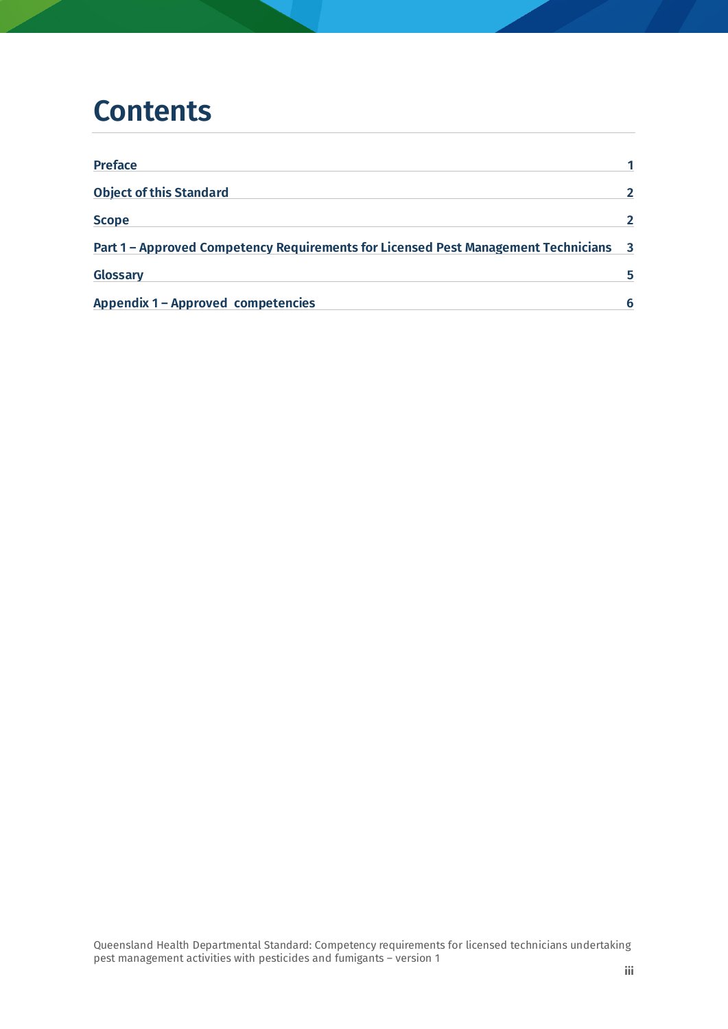# Contents

| | |
|---|---|
| **Preface** | **1** |
| **Object of this Standard** | **2** |
| **Scope** | **2** |
| **Part 1 – Approved Competency Requirements for Licensed Pest Management Technicians** | **3** |
| **Glossary** | **5** |
| **Appendix 1 – Approved competencies** | **6** |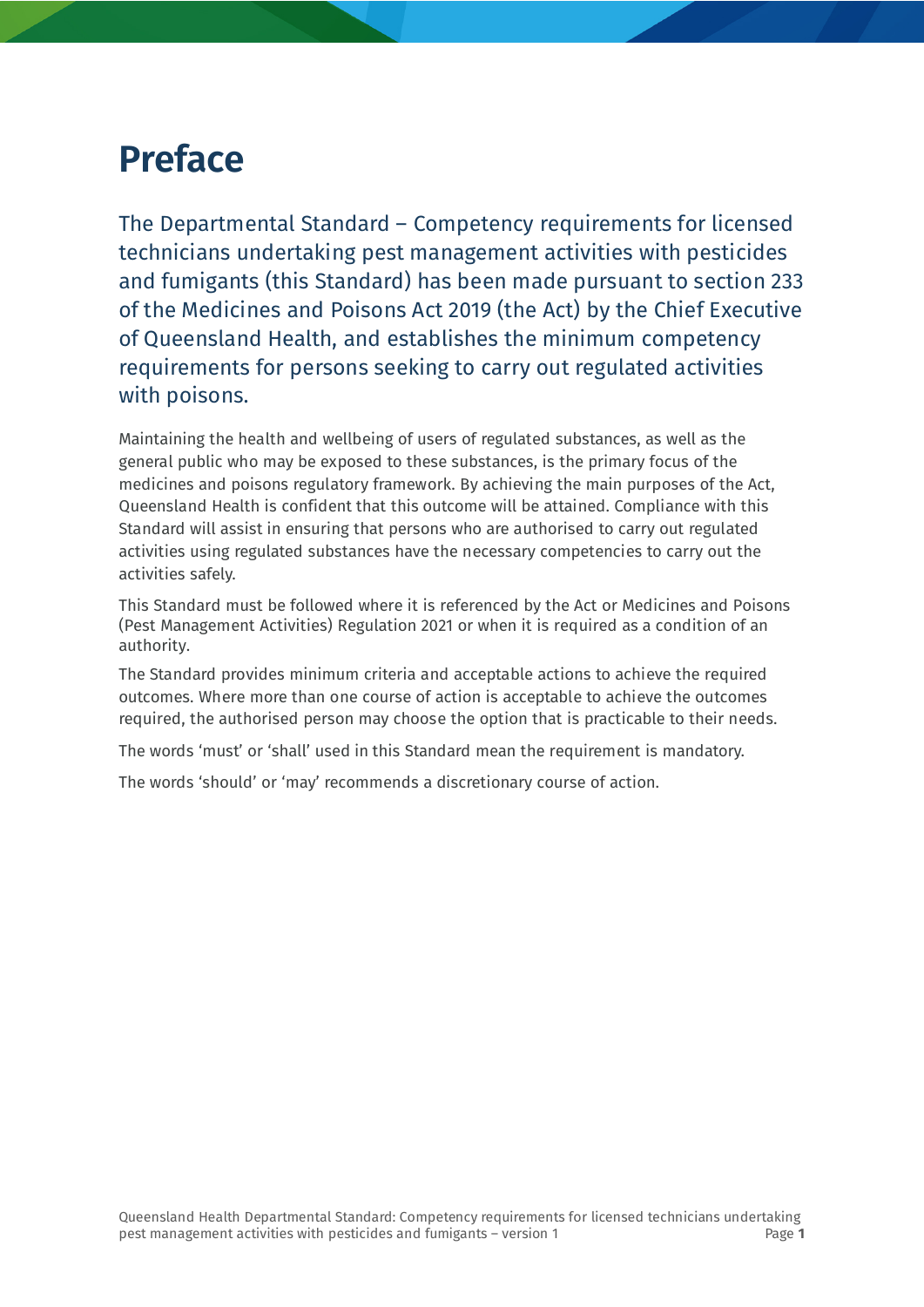# Preface

The Departmental Standard – Competency requirements for licensed technicians undertaking pest management activities with pesticides and fumigants (this Standard) has been made pursuant to section 233 of the Medicines and Poisons Act 2019 (the Act) by the Chief Executive of Queensland Health, and establishes the minimum competency requirements for persons seeking to carry out regulated activities with poisons.

Maintaining the health and wellbeing of users of regulated substances, as well as the general public who may be exposed to these substances, is the primary focus of the medicines and poisons regulatory framework. By achieving the main purposes of the Act, Queensland Health is confident that this outcome will be attained. Compliance with this Standard will assist in ensuring that persons who are authorised to carry out regulated activities using regulated substances have the necessary competencies to carry out the activities safely.

This Standard must be followed where it is referenced by the Act or Medicines and Poisons (Pest Management Activities) Regulation 2021 or when it is required as a condition of an authority.

The Standard provides minimum criteria and acceptable actions to achieve the required outcomes. Where more than one course of action is acceptable to achieve the outcomes required, the authorised person may choose the option that is practicable to their needs.

The words 'must' or 'shall' used in this Standard mean the requirement is mandatory.

The words 'should' or 'may' recommends a discretionary course of action.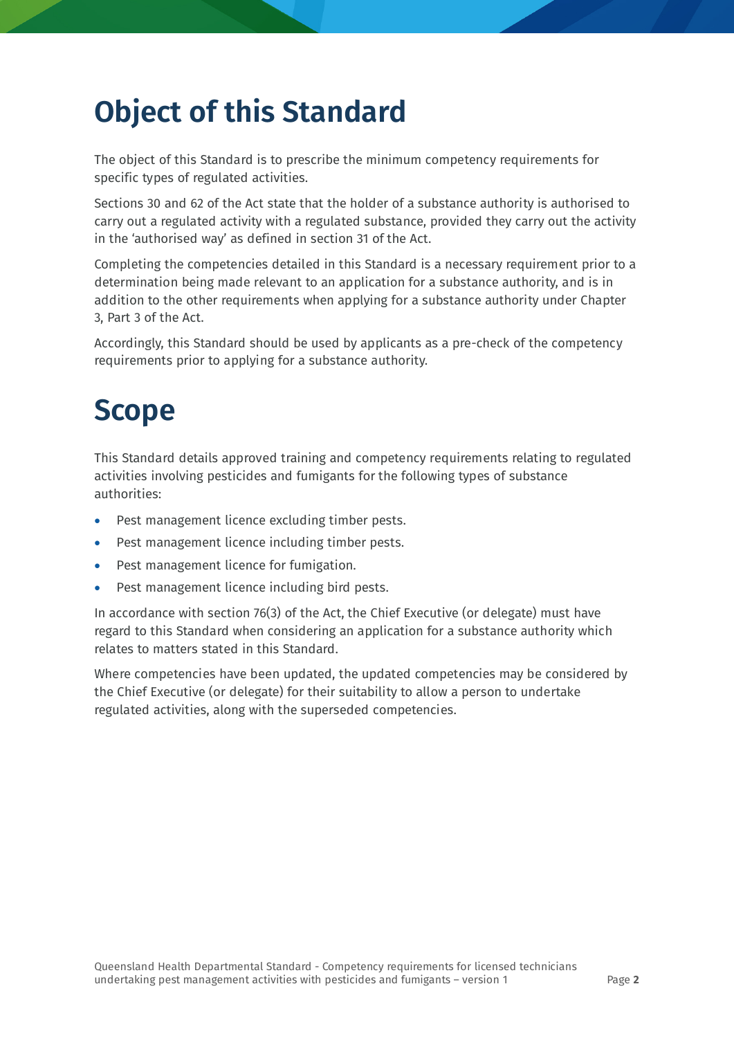# Object of this Standard

The object of this Standard is to prescribe the minimum competency requirements for specific types of regulated activities.

Sections 30 and 62 of the Act state that the holder of a substance authority is authorised to carry out a regulated activity with a regulated substance, provided they carry out the activity in the 'authorised way' as defined in section 31 of the Act.

Completing the competencies detailed in this Standard is a necessary requirement prior to a determination being made relevant to an application for a substance authority, and is in addition to the other requirements when applying for a substance authority under Chapter 3, Part 3 of the Act.

Accordingly, this Standard should be used by applicants as a pre-check of the competency requirements prior to applying for a substance authority.

# Scope

This Standard details approved training and competency requirements relating to regulated activities involving pesticides and fumigants for the following types of substance authorities:

- Pest management licence excluding timber pests.
- Pest management licence including timber pests.
- Pest management licence for fumigation.
- Pest management licence including bird pests.

In accordance with section 76(3) of the Act, the Chief Executive (or delegate) must have regard to this Standard when considering an application for a substance authority which relates to matters stated in this Standard.

Where competencies have been updated, the updated competencies may be considered by the Chief Executive (or delegate) for their suitability to allow a person to undertake regulated activities, along with the superseded competencies.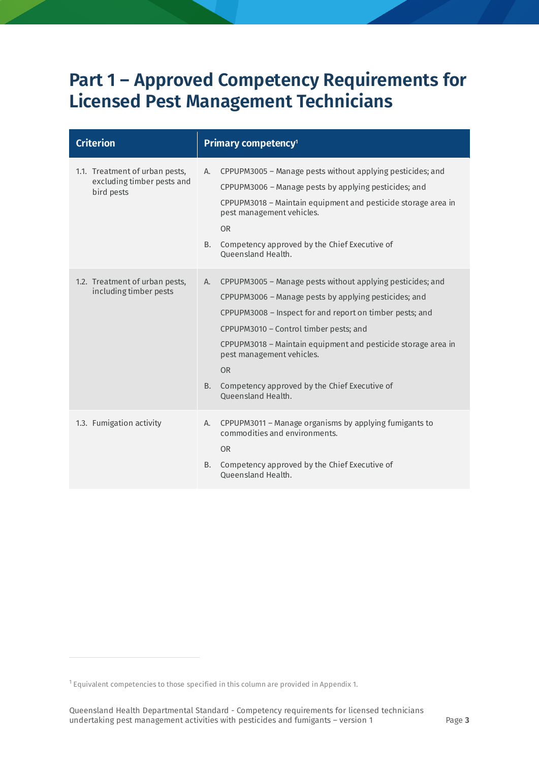# Part 1 – Approved Competency Requirements for Licensed Pest Management Technicians

| Criterion | Primary competency[1] |
| --- | --- |
| 1.1. Treatment of urban pests, excluding timber pests and bird pests | A. CPPUPM3005 – Manage pests without applying pesticides; and<br>CPPUPM3006 – Manage pests by applying pesticides; and<br>CPPUPM3018 – Maintain equipment and pesticide storage area in pest management vehicles.<br>OR<br>B. Competency approved by the Chief Executive of Queensland Health. |
| 1.2. Treatment of urban pests, including timber pests | A. CPPUPM3005 – Manage pests without applying pesticides; and<br>CPPUPM3006 – Manage pests by applying pesticides; and<br>CPPUPM3008 – Inspect for and report on timber pests; and<br>CPPUPM3010 – Control timber pests; and<br>CPPUPM3018 – Maintain equipment and pesticide storage area in pest management vehicles.<br>OR<br>B. Competency approved by the Chief Executive of Queensland Health. |
| 1.3. Fumigation activity | A. CPPUPM3011 – Manage organisms by applying fumigants to commodities and environments.<br>OR<br>B. Competency approved by the Chief Executive of Queensland Health. |

[1] Equivalent competencies to those specified in this column are provided in Appendix 1.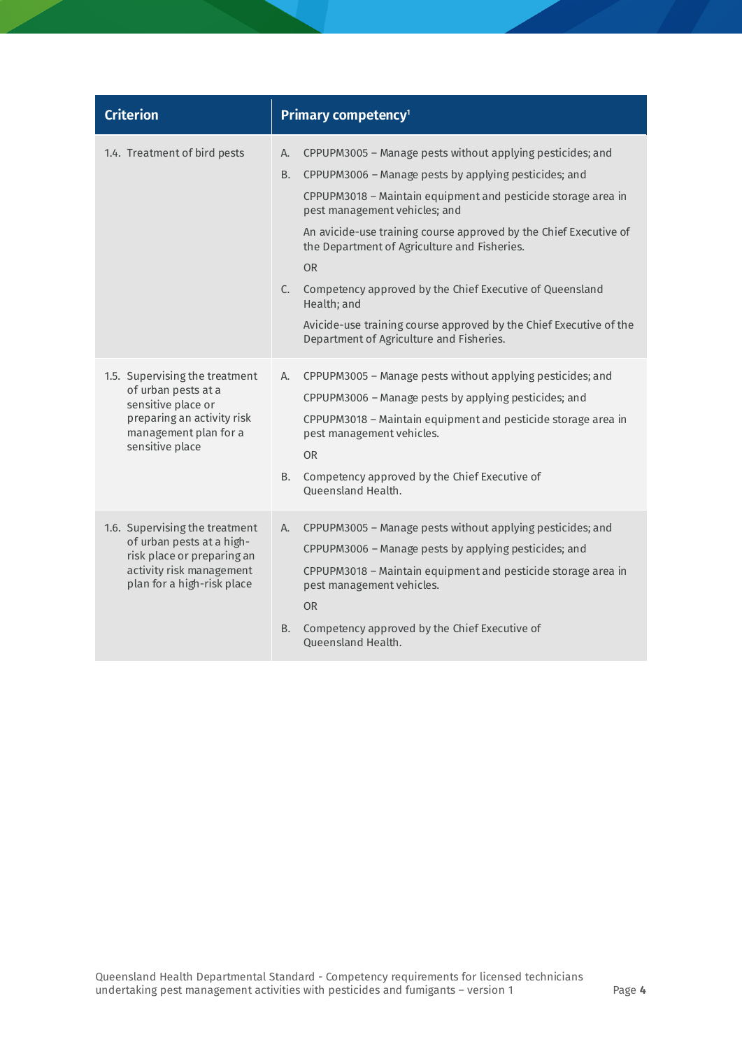| Criterion | Primary competency[1] |
|---|---|
| 1.4. Treatment of bird pests | A. CPPUPM3005 – Manage pests without applying pesticides; and<br><br>B. CPPUPM3006 – Manage pests by applying pesticides; and<br><br>CPPUPM3018 – Maintain equipment and pesticide storage area in pest management vehicles; and<br><br>An avicide-use training course approved by the Chief Executive of the Department of Agriculture and Fisheries.<br><br>OR<br><br>C. Competency approved by the Chief Executive of Queensland Health; and<br><br>Avicide-use training course approved by the Chief Executive of the Department of Agriculture and Fisheries. |
| 1.5. Supervising the treatment of urban pests at a sensitive place or preparing an activity risk management plan for a sensitive place | A. CPPUPM3005 – Manage pests without applying pesticides; and<br><br>CPPUPM3006 – Manage pests by applying pesticides; and<br><br>CPPUPM3018 – Maintain equipment and pesticide storage area in pest management vehicles.<br><br>OR<br><br>B. Competency approved by the Chief Executive of Queensland Health. |
| 1.6. Supervising the treatment of urban pests at a high-risk place or preparing an activity risk management plan for a high-risk place | A. CPPUPM3005 – Manage pests without applying pesticides; and<br><br>CPPUPM3006 – Manage pests by applying pesticides; and<br><br>CPPUPM3018 – Maintain equipment and pesticide storage area in pest management vehicles.<br><br>OR<br><br>B. Competency approved by the Chief Executive of Queensland Health. |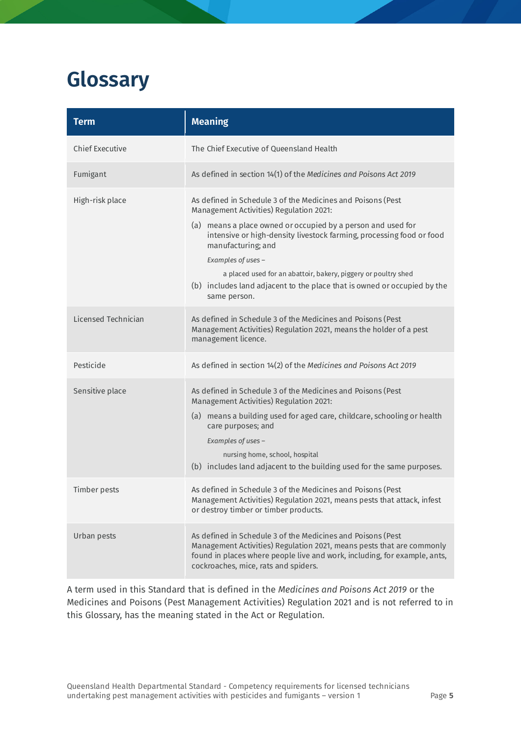# Glossary

| Term | Meaning |
|---|---|
| Chief Executive | The Chief Executive of Queensland Health |
| Fumigant | As defined in section 14(1) of the *Medicines and Poisons Act 2019* |
| High-risk place | As defined in Schedule 3 of the Medicines and Poisons (Pest Management Activities) Regulation 2021: (a) means a place owned or occupied by a person and used for intensive or high-density livestock farming, processing food or food manufacturing; and *Examples of uses –* a placed used for an abattoir, bakery, piggery or poultry shed (b) includes land adjacent to the place that is owned or occupied by the same person. |
| Licensed Technician | As defined in Schedule 3 of the Medicines and Poisons (Pest Management Activities) Regulation 2021, means the holder of a pest management licence. |
| Pesticide | As defined in section 14(2) of the *Medicines and Poisons Act 2019* |
| Sensitive place | As defined in Schedule 3 of the Medicines and Poisons (Pest Management Activities) Regulation 2021: (a) means a building used for aged care, childcare, schooling or health care purposes; and *Examples of uses –* nursing home, school, hospital (b) includes land adjacent to the building used for the same purposes. |
| Timber pests | As defined in Schedule 3 of the Medicines and Poisons (Pest Management Activities) Regulation 2021, means pests that attack, infest or destroy timber or timber products. |
| Urban pests | As defined in Schedule 3 of the Medicines and Poisons (Pest Management Activities) Regulation 2021, means pests that are commonly found in places where people live and work, including, for example, ants, cockroaches, mice, rats and spiders. |

A term used in this Standard that is defined in the *Medicines and Poisons Act 2019* or the Medicines and Poisons (Pest Management Activities) Regulation 2021 and is not referred to in this Glossary, has the meaning stated in the Act or Regulation.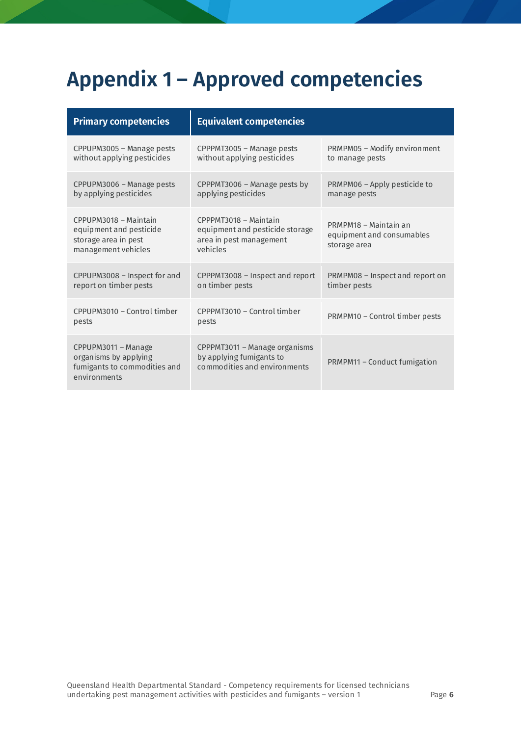# Appendix 1 – Approved competencies

| Primary competencies | Equivalent competencies | |
|---|---|---|
| CPPUPM3005 – Manage pests without applying pesticides | CPPPMT3005 – Manage pests without applying pesticides | PRMPM05 – Modify environment to manage pests |
| CPPUPM3006 – Manage pests by applying pesticides | CPPPMT3006 – Manage pests by applying pesticides | PRMPM06 – Apply pesticide to manage pests |
| CPPUPM3018 – Maintain equipment and pesticide storage area in pest management vehicles | CPPPMT3018 – Maintain equipment and pesticide storage area in pest management vehicles | PRMPM18 – Maintain an equipment and consumables storage area |
| CPPUPM3008 – Inspect for and report on timber pests | CPPPMT3008 – Inspect and report on timber pests | PRMPM08 – Inspect and report on timber pests |
| CPPUPM3010 – Control timber pests | CPPPMT3010 – Control timber pests | PRMPM10 – Control timber pests |
| CPPUPM3011 – Manage organisms by applying fumigants to commodities and environments | CPPPMT3011 – Manage organisms by applying fumigants to commodities and environments | PRMPM11 – Conduct fumigation |